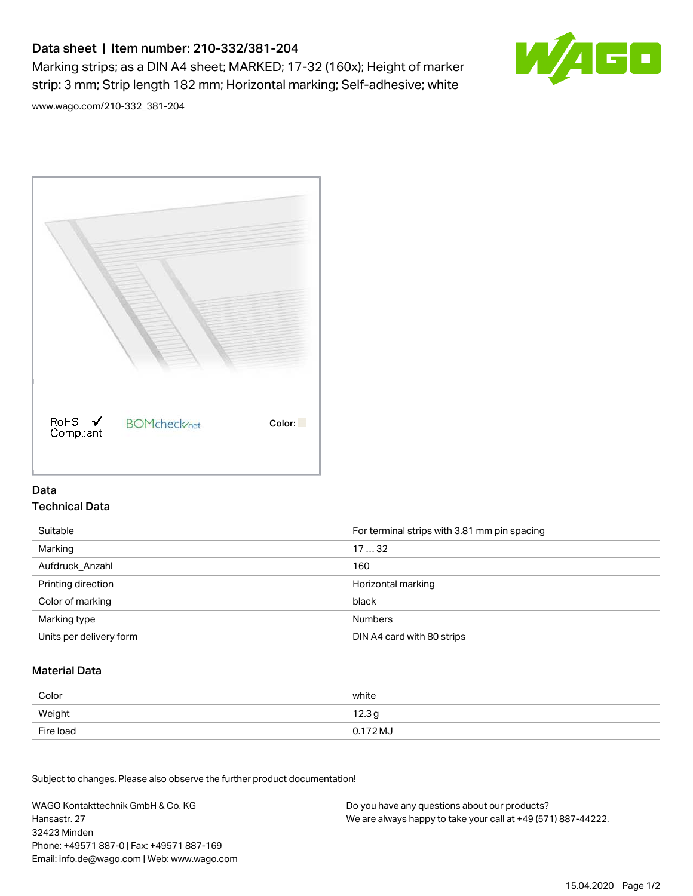# Data sheet | Item number: 210-332/381-204

Marking strips; as a DIN A4 sheet; MARKED; 17-32 (160x); Height of marker strip: 3 mm; Strip length 182 mm; Horizontal marking; Self-adhesive; white

www.wago.com/210-332_381-204

RoHS Compliant ✓ BOMcheck.net Color:

## Data

### Technical Data

| | |
|---|---|
| Suitable | For terminal strips with 3.81 mm pin spacing |
| Marking | 17 … 32 |
| Aufdruck_Anzahl | 160 |
| Printing direction | Horizontal marking |
| Color of marking | black |
| Marking type | Numbers |
| Units per delivery form | DIN A4 card with 80 strips |

### Material Data

| | |
|---|---|
| Color | white |
| Weight | 12.3 g |
| Fire load | 0.172 MJ |

Subject to changes. Please also observe the further product documentation!

WAGO Kontakttechnik GmbH & Co. KG
Hansastr. 27
32423 Minden
Phone: +49571 887-0 | Fax: +49571 887-169
Email: info.de@wago.com | Web: www.wago.com

Do you have any questions about our products?
We are always happy to take your call at +49 (571) 887-44222.

15.04.2020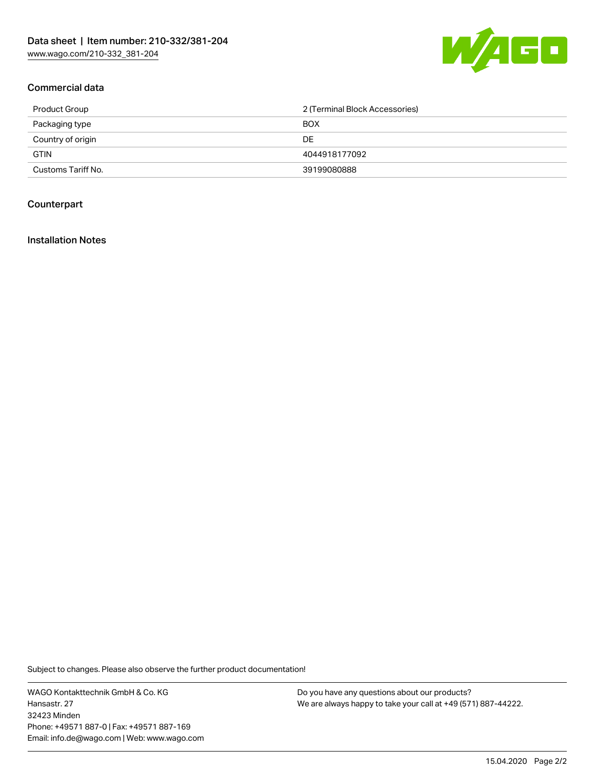## Commercial data

| | |
|---|---|
| Product Group | 2 (Terminal Block Accessories) |
| Packaging type | BOX |
| Country of origin | DE |
| GTIN | 4044918177092 |
| Customs Tariff No. | 39199080888 |

## Counterpart

## Installation Notes

Subject to changes. Please also observe the further product documentation!

WAGO Kontakttechnik GmbH & Co. KG
Hansastr. 27
32423 Minden
Phone: +49571 887-0 | Fax: +49571 887-169
Email: info.de@wago.com | Web: www.wago.com

Do you have any questions about our products?
We are always happy to take your call at +49 (571) 887-44222.